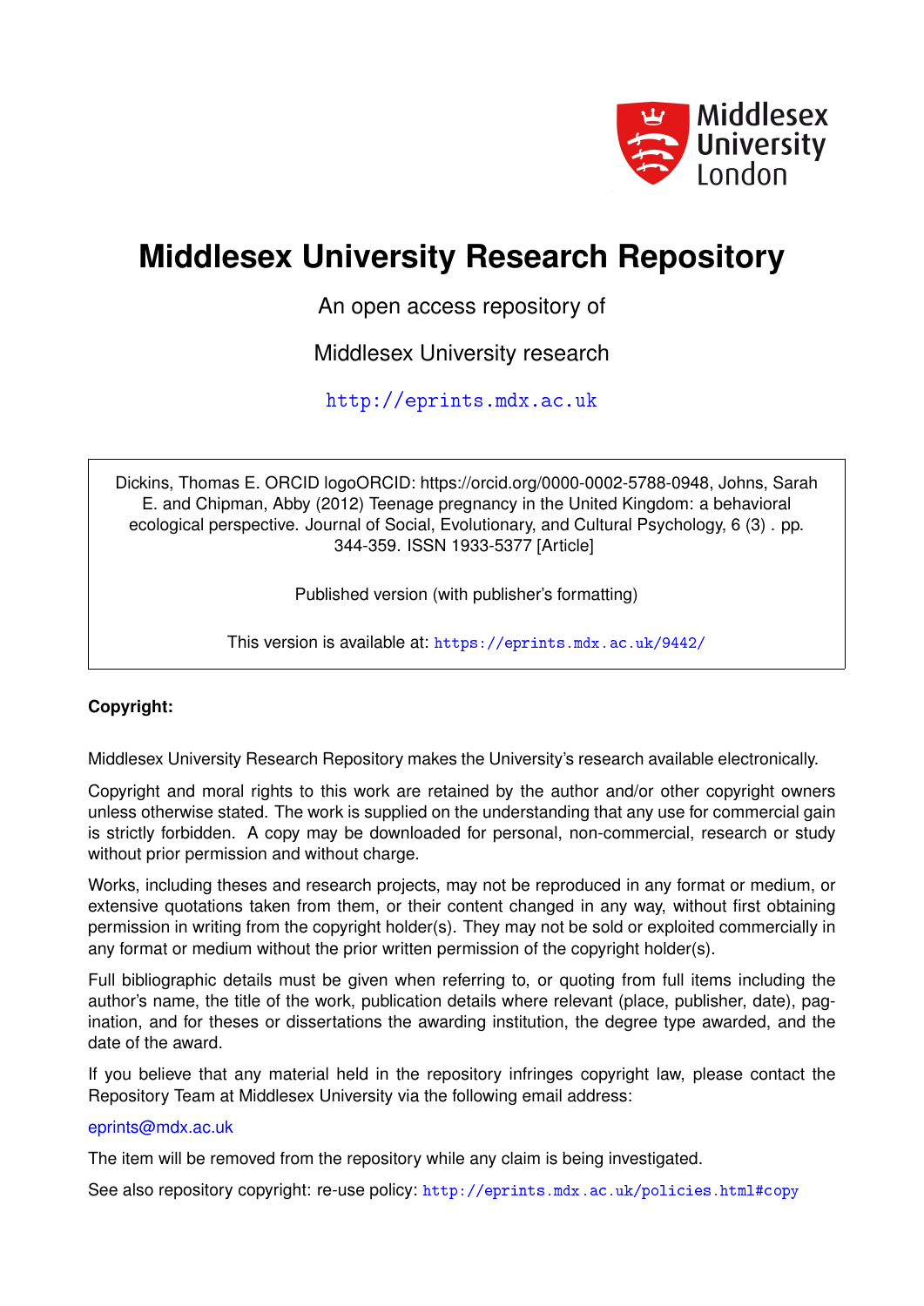Middlesex University London

# Middlesex University Research Repository

An open access repository of

Middlesex University research

http://eprints.mdx.ac.uk

Dickins, Thomas E. ORCID logoORCID: https://orcid.org/0000-0002-5788-0948, Johns, Sarah E. and Chipman, Abby (2012) Teenage pregnancy in the United Kingdom: a behavioral ecological perspective. Journal of Social, Evolutionary, and Cultural Psychology, 6 (3) . pp. 344-359. ISSN 1933-5377 [Article]

Published version (with publisher's formatting)

This version is available at: https://eprints.mdx.ac.uk/9442/

**Copyright:**

Middlesex University Research Repository makes the University's research available electronically.

Copyright and moral rights to this work are retained by the author and/or other copyright owners unless otherwise stated. The work is supplied on the understanding that any use for commercial gain is strictly forbidden. A copy may be downloaded for personal, non-commercial, research or study without prior permission and without charge.

Works, including theses and research projects, may not be reproduced in any format or medium, or extensive quotations taken from them, or their content changed in any way, without first obtaining permission in writing from the copyright holder(s). They may not be sold or exploited commercially in any format or medium without the prior written permission of the copyright holder(s).

Full bibliographic details must be given when referring to, or quoting from full items including the author's name, the title of the work, publication details where relevant (place, publisher, date), pagination, and for theses or dissertations the awarding institution, the degree type awarded, and the date of the award.

If you believe that any material held in the repository infringes copyright law, please contact the Repository Team at Middlesex University via the following email address:

eprints@mdx.ac.uk

The item will be removed from the repository while any claim is being investigated.

See also repository copyright: re-use policy: http://eprints.mdx.ac.uk/policies.html#copy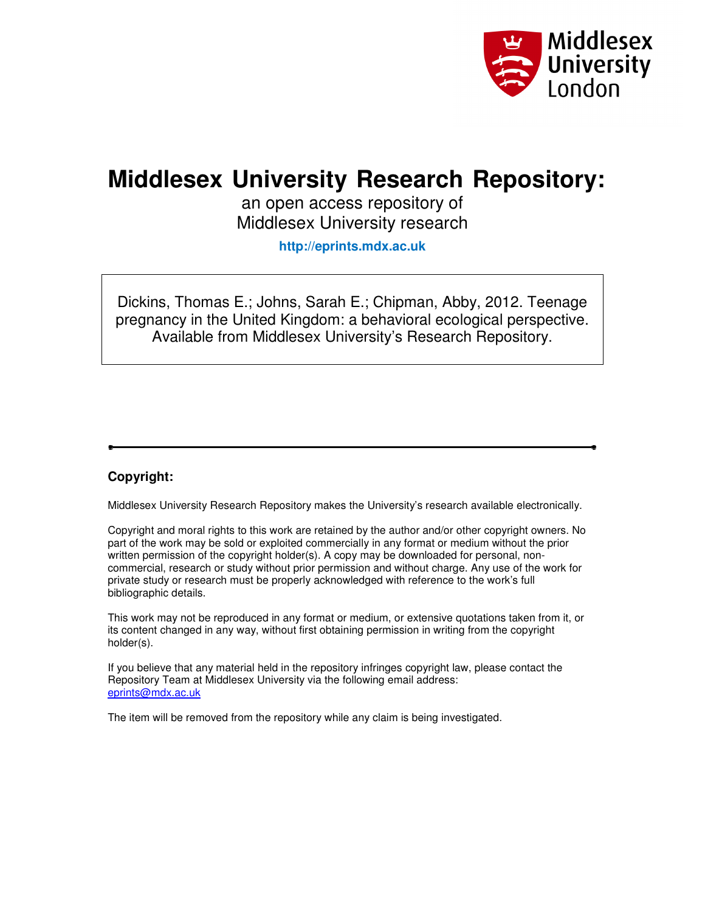# Middlesex University Research Repository:

an open access repository of
Middlesex University research

**http://eprints.mdx.ac.uk**

Dickins, Thomas E.; Johns, Sarah E.; Chipman, Abby, 2012. Teenage pregnancy in the United Kingdom: a behavioral ecological perspective. Available from Middlesex University's Research Repository.

---

**Copyright:**

Middlesex University Research Repository makes the University's research available electronically.

Copyright and moral rights to this work are retained by the author and/or other copyright owners. No part of the work may be sold or exploited commercially in any format or medium without the prior written permission of the copyright holder(s). A copy may be downloaded for personal, non-commercial, research or study without prior permission and without charge. Any use of the work for private study or research must be properly acknowledged with reference to the work's full bibliographic details.

This work may not be reproduced in any format or medium, or extensive quotations taken from it, or its content changed in any way, without first obtaining permission in writing from the copyright holder(s).

If you believe that any material held in the repository infringes copyright law, please contact the Repository Team at Middlesex University via the following email address:
eprints@mdx.ac.uk

The item will be removed from the repository while any claim is being investigated.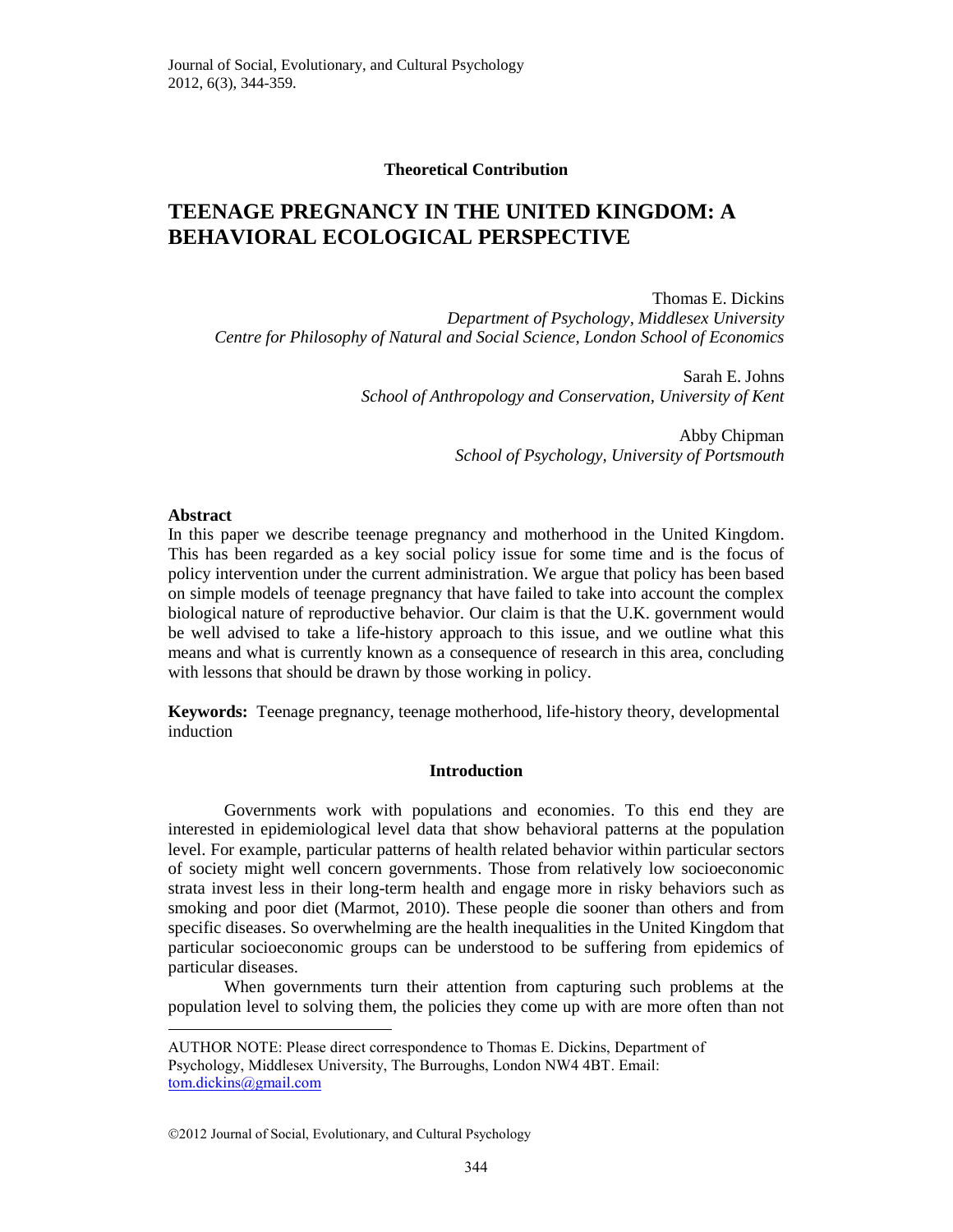**Theoretical Contribution**

# TEENAGE PREGNANCY IN THE UNITED KINGDOM: A BEHAVIORAL ECOLOGICAL PERSPECTIVE

Thomas E. Dickins
*Department of Psychology, Middlesex University*
*Centre for Philosophy of Natural and Social Science, London School of Economics*

Sarah E. Johns
*School of Anthropology and Conservation, University of Kent*

Abby Chipman
*School of Psychology, University of Portsmouth*

## Abstract

In this paper we describe teenage pregnancy and motherhood in the United Kingdom. This has been regarded as a key social policy issue for some time and is the focus of policy intervention under the current administration. We argue that policy has been based on simple models of teenage pregnancy that have failed to take into account the complex biological nature of reproductive behavior. Our claim is that the U.K. government would be well advised to take a life-history approach to this issue, and we outline what this means and what is currently known as a consequence of research in this area, concluding with lessons that should be drawn by those working in policy.

**Keywords:** Teenage pregnancy, teenage motherhood, life-history theory, developmental induction

## Introduction

Governments work with populations and economies. To this end they are interested in epidemiological level data that show behavioral patterns at the population level. For example, particular patterns of health related behavior within particular sectors of society might well concern governments. Those from relatively low socioeconomic strata invest less in their long-term health and engage more in risky behaviors such as smoking and poor diet (Marmot, 2010). These people die sooner than others and from specific diseases. So overwhelming are the health inequalities in the United Kingdom that particular socioeconomic groups can be understood to be suffering from epidemics of particular diseases.

When governments turn their attention from capturing such problems at the population level to solving them, the policies they come up with are more often than not

AUTHOR NOTE: Please direct correspondence to Thomas E. Dickins, Department of Psychology, Middlesex University, The Burroughs, London NW4 4BT. Email: tom.dickins@gmail.com

©2012 Journal of Social, Evolutionary, and Cultural Psychology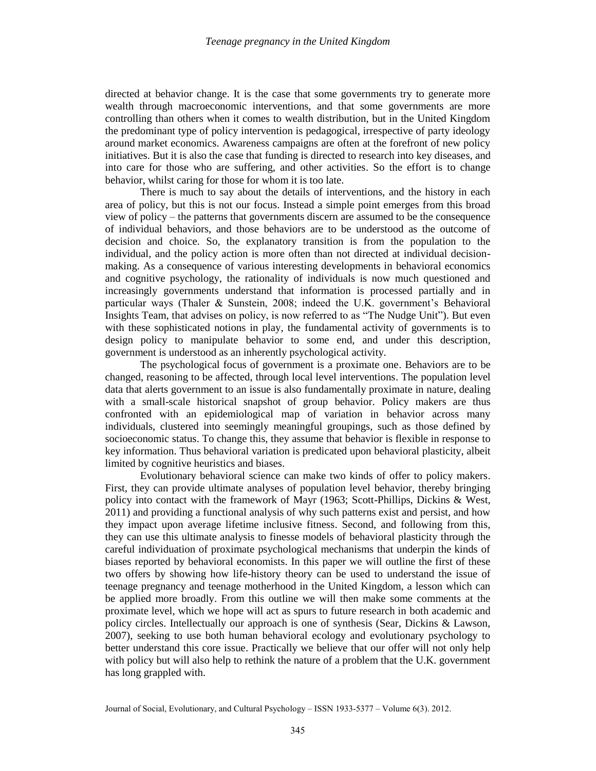directed at behavior change. It is the case that some governments try to generate more wealth through macroeconomic interventions, and that some governments are more controlling than others when it comes to wealth distribution, but in the United Kingdom the predominant type of policy intervention is pedagogical, irrespective of party ideology around market economics. Awareness campaigns are often at the forefront of new policy initiatives. But it is also the case that funding is directed to research into key diseases, and into care for those who are suffering, and other activities. So the effort is to change behavior, whilst caring for those for whom it is too late.

There is much to say about the details of interventions, and the history in each area of policy, but this is not our focus. Instead a simple point emerges from this broad view of policy – the patterns that governments discern are assumed to be the consequence of individual behaviors, and those behaviors are to be understood as the outcome of decision and choice. So, the explanatory transition is from the population to the individual, and the policy action is more often than not directed at individual decision-making. As a consequence of various interesting developments in behavioral economics and cognitive psychology, the rationality of individuals is now much questioned and increasingly governments understand that information is processed partially and in particular ways (Thaler & Sunstein, 2008; indeed the U.K. government's Behavioral Insights Team, that advises on policy, is now referred to as "The Nudge Unit"). But even with these sophisticated notions in play, the fundamental activity of governments is to design policy to manipulate behavior to some end, and under this description, government is understood as an inherently psychological activity.

The psychological focus of government is a proximate one. Behaviors are to be changed, reasoning to be affected, through local level interventions. The population level data that alerts government to an issue is also fundamentally proximate in nature, dealing with a small-scale historical snapshot of group behavior. Policy makers are thus confronted with an epidemiological map of variation in behavior across many individuals, clustered into seemingly meaningful groupings, such as those defined by socioeconomic status. To change this, they assume that behavior is flexible in response to key information. Thus behavioral variation is predicated upon behavioral plasticity, albeit limited by cognitive heuristics and biases.

Evolutionary behavioral science can make two kinds of offer to policy makers. First, they can provide ultimate analyses of population level behavior, thereby bringing policy into contact with the framework of Mayr (1963; Scott-Phillips, Dickins & West, 2011) and providing a functional analysis of why such patterns exist and persist, and how they impact upon average lifetime inclusive fitness. Second, and following from this, they can use this ultimate analysis to finesse models of behavioral plasticity through the careful individuation of proximate psychological mechanisms that underpin the kinds of biases reported by behavioral economists. In this paper we will outline the first of these two offers by showing how life-history theory can be used to understand the issue of teenage pregnancy and teenage motherhood in the United Kingdom, a lesson which can be applied more broadly. From this outline we will then make some comments at the proximate level, which we hope will act as spurs to future research in both academic and policy circles. Intellectually our approach is one of synthesis (Sear, Dickins & Lawson, 2007), seeking to use both human behavioral ecology and evolutionary psychology to better understand this core issue. Practically we believe that our offer will not only help with policy but will also help to rethink the nature of a problem that the U.K. government has long grappled with.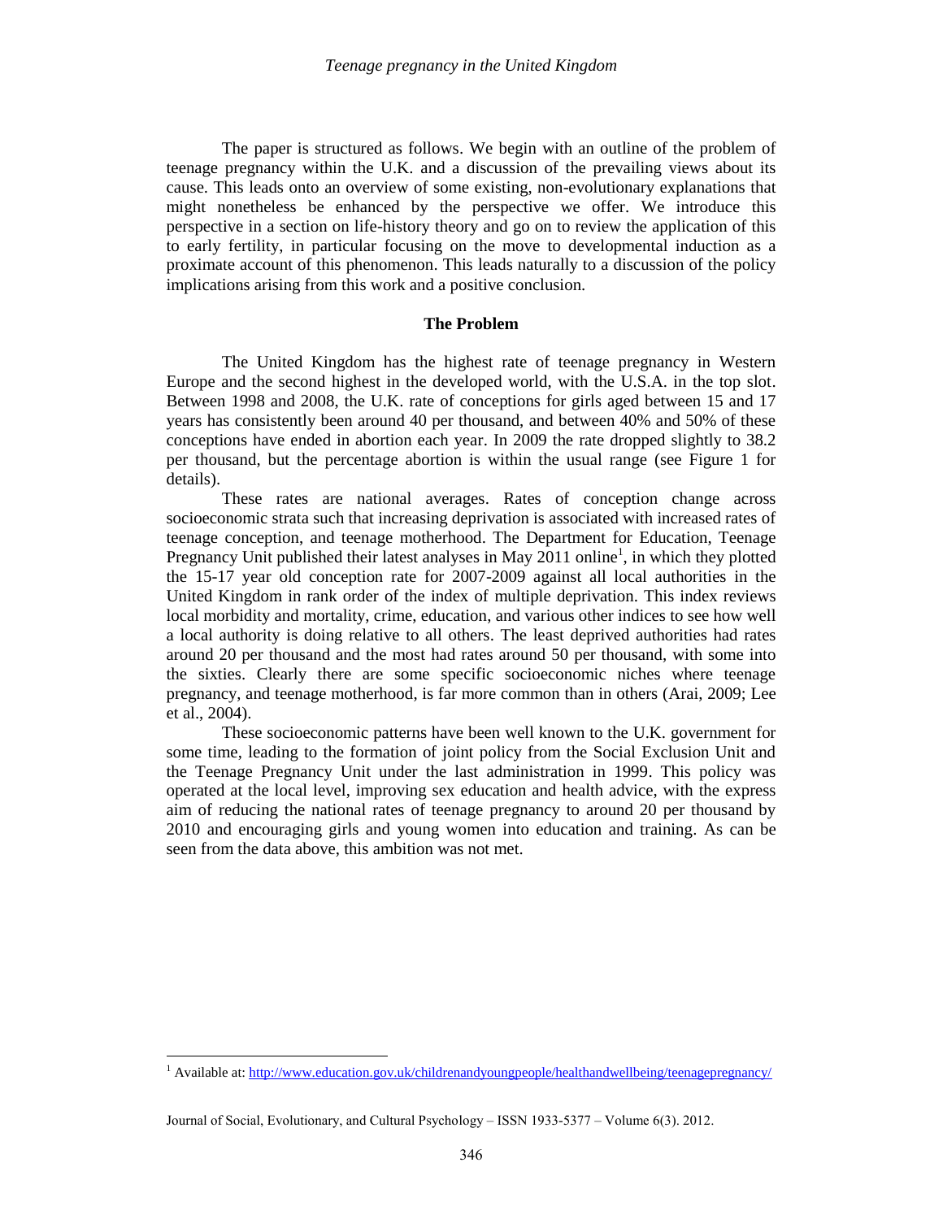The paper is structured as follows. We begin with an outline of the problem of teenage pregnancy within the U.K. and a discussion of the prevailing views about its cause. This leads onto an overview of some existing, non-evolutionary explanations that might nonetheless be enhanced by the perspective we offer. We introduce this perspective in a section on life-history theory and go on to review the application of this to early fertility, in particular focusing on the move to developmental induction as a proximate account of this phenomenon. This leads naturally to a discussion of the policy implications arising from this work and a positive conclusion.

## The Problem

The United Kingdom has the highest rate of teenage pregnancy in Western Europe and the second highest in the developed world, with the U.S.A. in the top slot. Between 1998 and 2008, the U.K. rate of conceptions for girls aged between 15 and 17 years has consistently been around 40 per thousand, and between 40% and 50% of these conceptions have ended in abortion each year. In 2009 the rate dropped slightly to 38.2 per thousand, but the percentage abortion is within the usual range (see Figure 1 for details).

These rates are national averages. Rates of conception change across socioeconomic strata such that increasing deprivation is associated with increased rates of teenage conception, and teenage motherhood. The Department for Education, Teenage Pregnancy Unit published their latest analyses in May 2011 online[1], in which they plotted the 15-17 year old conception rate for 2007-2009 against all local authorities in the United Kingdom in rank order of the index of multiple deprivation. This index reviews local morbidity and mortality, crime, education, and various other indices to see how well a local authority is doing relative to all others. The least deprived authorities had rates around 20 per thousand and the most had rates around 50 per thousand, with some into the sixties. Clearly there are some specific socioeconomic niches where teenage pregnancy, and teenage motherhood, is far more common than in others (Arai, 2009; Lee et al., 2004).

These socioeconomic patterns have been well known to the U.K. government for some time, leading to the formation of joint policy from the Social Exclusion Unit and the Teenage Pregnancy Unit under the last administration in 1999. This policy was operated at the local level, improving sex education and health advice, with the express aim of reducing the national rates of teenage pregnancy to around 20 per thousand by 2010 and encouraging girls and young women into education and training. As can be seen from the data above, this ambition was not met.

[1] Available at: http://www.education.gov.uk/childrenandyoungpeople/healthandwellbeing/teenagepregnancy/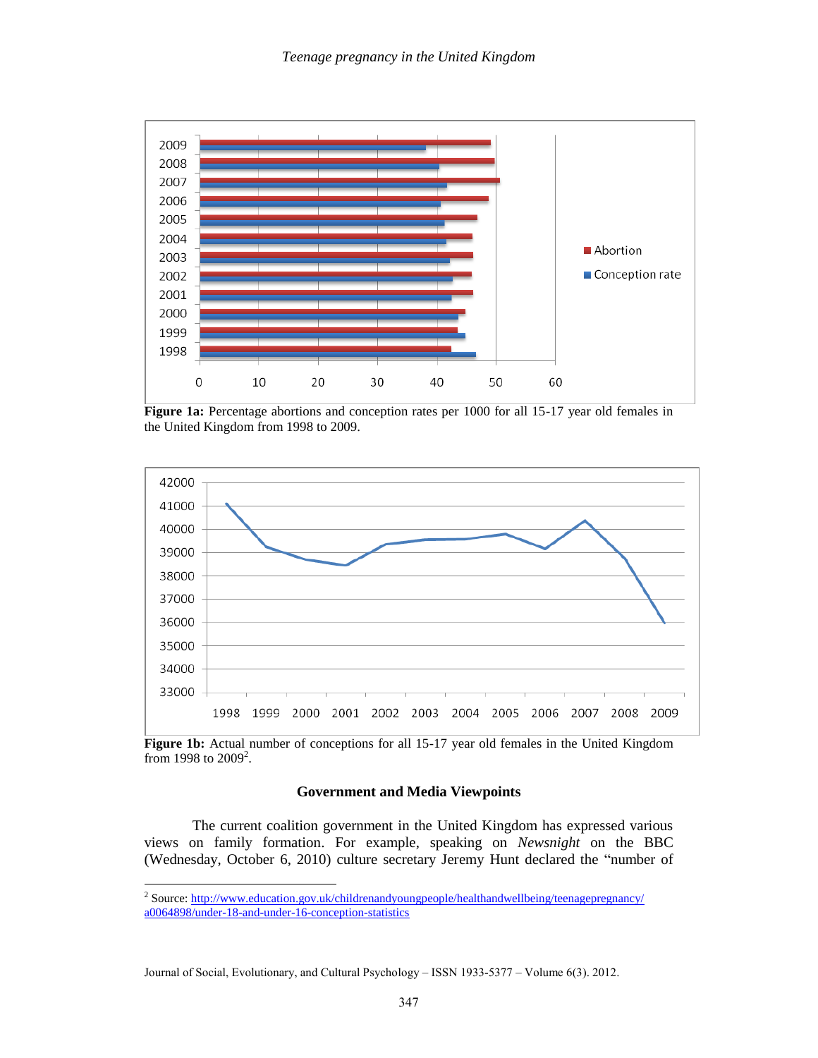Figure 1a: Percentage abortions and conception rates per 1000 for all 15-17 year old females in the United Kingdom from 1998 to 2009.

Figure 1b: Actual number of conceptions for all 15-17 year old females in the United Kingdom from 1998 to 2009[2].

### Government and Media Viewpoints

The current coalition government in the United Kingdom has expressed various views on family formation. For example, speaking on *Newsnight* on the BBC (Wednesday, October 6, 2010) culture secretary Jeremy Hunt declared the "number of

---

[2] Source: http://www.education.gov.uk/childrenandyoungpeople/healthandwellbeing/teenagepregnancy/a0064898/under-18-and-under-16-conception-statistics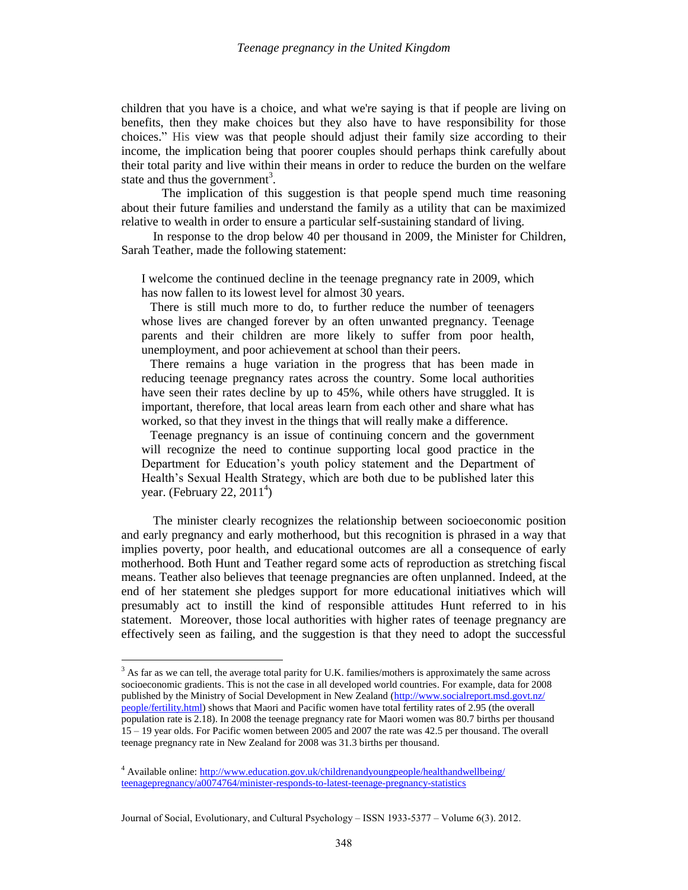children that you have is a choice, and what we're saying is that if people are living on benefits, then they make choices but they also have to have responsibility for those choices." His view was that people should adjust their family size according to their income, the implication being that poorer couples should perhaps think carefully about their total parity and live within their means in order to reduce the burden on the welfare state and thus the government[3].

The implication of this suggestion is that people spend much time reasoning about their future families and understand the family as a utility that can be maximized relative to wealth in order to ensure a particular self-sustaining standard of living.

In response to the drop below 40 per thousand in 2009, the Minister for Children, Sarah Teather, made the following statement:

> I welcome the continued decline in the teenage pregnancy rate in 2009, which has now fallen to its lowest level for almost 30 years.
>
> There is still much more to do, to further reduce the number of teenagers whose lives are changed forever by an often unwanted pregnancy. Teenage parents and their children are more likely to suffer from poor health, unemployment, and poor achievement at school than their peers.
>
> There remains a huge variation in the progress that has been made in reducing teenage pregnancy rates across the country. Some local authorities have seen their rates decline by up to 45%, while others have struggled. It is important, therefore, that local areas learn from each other and share what has worked, so that they invest in the things that will really make a difference.
>
> Teenage pregnancy is an issue of continuing concern and the government will recognize the need to continue supporting local good practice in the Department for Education's youth policy statement and the Department of Health's Sexual Health Strategy, which are both due to be published later this year. (February 22, 2011[4])

The minister clearly recognizes the relationship between socioeconomic position and early pregnancy and early motherhood, but this recognition is phrased in a way that implies poverty, poor health, and educational outcomes are all a consequence of early motherhood. Both Hunt and Teather regard some acts of reproduction as stretching fiscal means. Teather also believes that teenage pregnancies are often unplanned. Indeed, at the end of her statement she pledges support for more educational initiatives which will presumably act to instill the kind of responsible attitudes Hunt referred to in his statement. Moreover, those local authorities with higher rates of teenage pregnancy are effectively seen as failing, and the suggestion is that they need to adopt the successful

---

[3] As far as we can tell, the average total parity for U.K. families/mothers is approximately the same across socioeconomic gradients. This is not the case in all developed world countries. For example, data for 2008 published by the Ministry of Social Development in New Zealand (http://www.socialreport.msd.govt.nz/people/fertility.html) shows that Maori and Pacific women have total fertility rates of 2.95 (the overall population rate is 2.18). In 2008 the teenage pregnancy rate for Maori women was 80.7 births per thousand 15 – 19 year olds. For Pacific women between 2005 and 2007 the rate was 42.5 per thousand. The overall teenage pregnancy rate in New Zealand for 2008 was 31.3 births per thousand.

[4] Available online: http://www.education.gov.uk/childrenandyoungpeople/healthandwellbeing/teenagepregnancy/a0074764/minister-responds-to-latest-teenage-pregnancy-statistics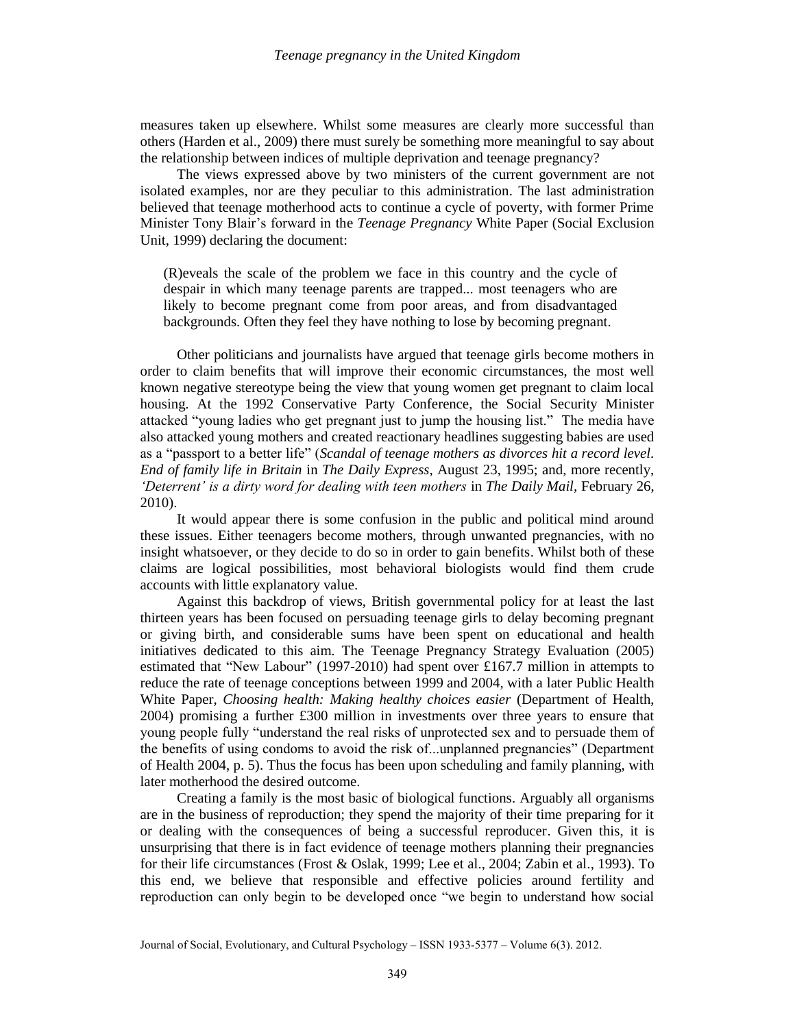measures taken up elsewhere. Whilst some measures are clearly more successful than others (Harden et al., 2009) there must surely be something more meaningful to say about the relationship between indices of multiple deprivation and teenage pregnancy?

The views expressed above by two ministers of the current government are not isolated examples, nor are they peculiar to this administration. The last administration believed that teenage motherhood acts to continue a cycle of poverty, with former Prime Minister Tony Blair's forward in the *Teenage Pregnancy* White Paper (Social Exclusion Unit, 1999) declaring the document:

> (R)eveals the scale of the problem we face in this country and the cycle of despair in which many teenage parents are trapped... most teenagers who are likely to become pregnant come from poor areas, and from disadvantaged backgrounds. Often they feel they have nothing to lose by becoming pregnant.

Other politicians and journalists have argued that teenage girls become mothers in order to claim benefits that will improve their economic circumstances, the most well known negative stereotype being the view that young women get pregnant to claim local housing. At the 1992 Conservative Party Conference, the Social Security Minister attacked "young ladies who get pregnant just to jump the housing list." The media have also attacked young mothers and created reactionary headlines suggesting babies are used as a "passport to a better life" (*Scandal of teenage mothers as divorces hit a record level. End of family life in Britain* in *The Daily Express*, August 23, 1995; and, more recently, *'Deterrent' is a dirty word for dealing with teen mothers* in *The Daily Mail*, February 26, 2010).

It would appear there is some confusion in the public and political mind around these issues. Either teenagers become mothers, through unwanted pregnancies, with no insight whatsoever, or they decide to do so in order to gain benefits. Whilst both of these claims are logical possibilities, most behavioral biologists would find them crude accounts with little explanatory value.

Against this backdrop of views, British governmental policy for at least the last thirteen years has been focused on persuading teenage girls to delay becoming pregnant or giving birth, and considerable sums have been spent on educational and health initiatives dedicated to this aim. The Teenage Pregnancy Strategy Evaluation (2005) estimated that "New Labour" (1997-2010) had spent over £167.7 million in attempts to reduce the rate of teenage conceptions between 1999 and 2004, with a later Public Health White Paper, *Choosing health: Making healthy choices easier* (Department of Health, 2004) promising a further £300 million in investments over three years to ensure that young people fully "understand the real risks of unprotected sex and to persuade them of the benefits of using condoms to avoid the risk of...unplanned pregnancies" (Department of Health 2004, p. 5). Thus the focus has been upon scheduling and family planning, with later motherhood the desired outcome.

Creating a family is the most basic of biological functions. Arguably all organisms are in the business of reproduction; they spend the majority of their time preparing for it or dealing with the consequences of being a successful reproducer. Given this, it is unsurprising that there is in fact evidence of teenage mothers planning their pregnancies for their life circumstances (Frost & Oslak, 1999; Lee et al., 2004; Zabin et al., 1993). To this end, we believe that responsible and effective policies around fertility and reproduction can only begin to be developed once "we begin to understand how social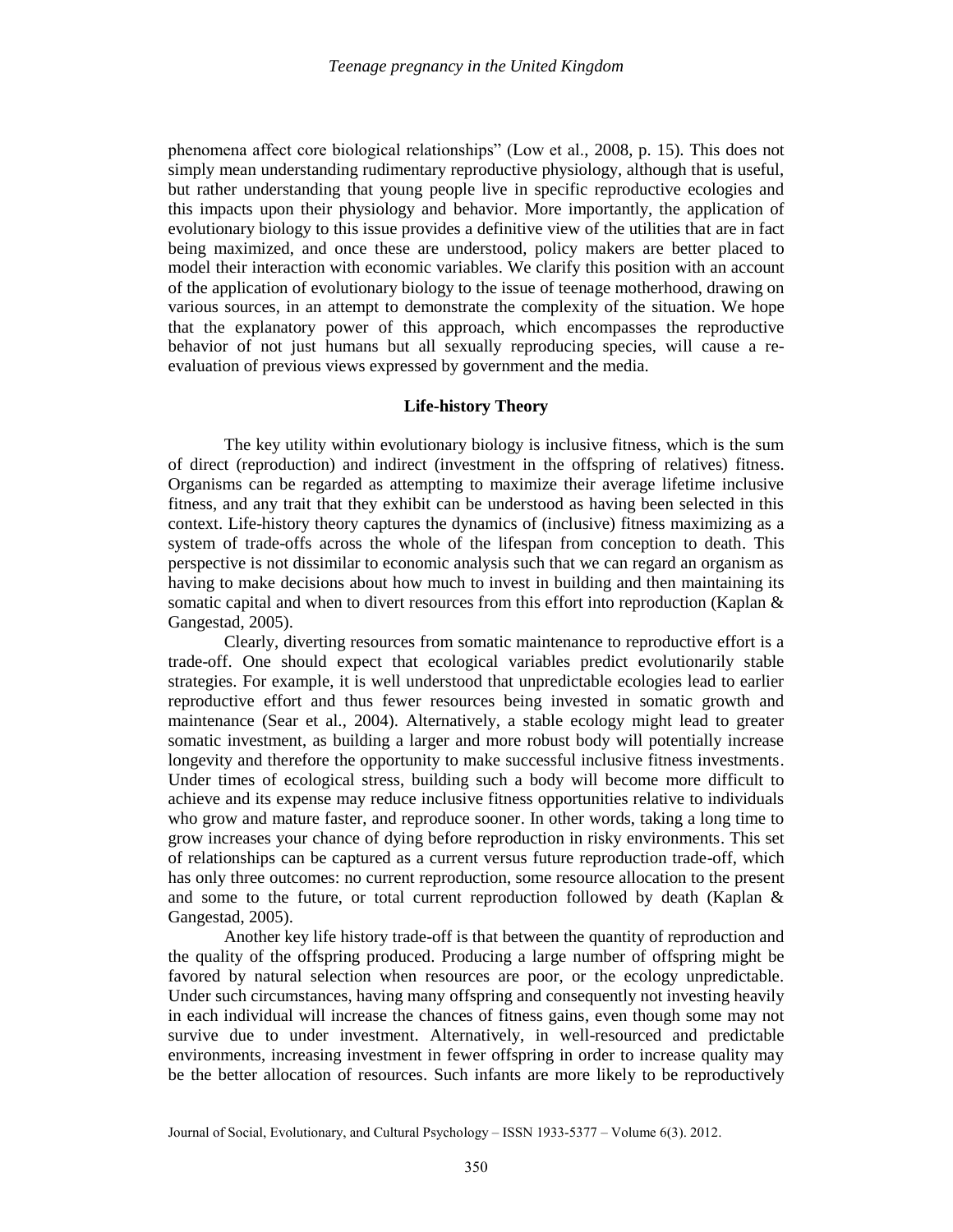phenomena affect core biological relationships" (Low et al., 2008, p. 15). This does not simply mean understanding rudimentary reproductive physiology, although that is useful, but rather understanding that young people live in specific reproductive ecologies and this impacts upon their physiology and behavior. More importantly, the application of evolutionary biology to this issue provides a definitive view of the utilities that are in fact being maximized, and once these are understood, policy makers are better placed to model their interaction with economic variables. We clarify this position with an account of the application of evolutionary biology to the issue of teenage motherhood, drawing on various sources, in an attempt to demonstrate the complexity of the situation. We hope that the explanatory power of this approach, which encompasses the reproductive behavior of not just humans but all sexually reproducing species, will cause a re-evaluation of previous views expressed by government and the media.

## Life-history Theory

The key utility within evolutionary biology is inclusive fitness, which is the sum of direct (reproduction) and indirect (investment in the offspring of relatives) fitness. Organisms can be regarded as attempting to maximize their average lifetime inclusive fitness, and any trait that they exhibit can be understood as having been selected in this context. Life-history theory captures the dynamics of (inclusive) fitness maximizing as a system of trade-offs across the whole of the lifespan from conception to death. This perspective is not dissimilar to economic analysis such that we can regard an organism as having to make decisions about how much to invest in building and then maintaining its somatic capital and when to divert resources from this effort into reproduction (Kaplan & Gangestad, 2005).

Clearly, diverting resources from somatic maintenance to reproductive effort is a trade-off. One should expect that ecological variables predict evolutionarily stable strategies. For example, it is well understood that unpredictable ecologies lead to earlier reproductive effort and thus fewer resources being invested in somatic growth and maintenance (Sear et al., 2004). Alternatively, a stable ecology might lead to greater somatic investment, as building a larger and more robust body will potentially increase longevity and therefore the opportunity to make successful inclusive fitness investments. Under times of ecological stress, building such a body will become more difficult to achieve and its expense may reduce inclusive fitness opportunities relative to individuals who grow and mature faster, and reproduce sooner. In other words, taking a long time to grow increases your chance of dying before reproduction in risky environments. This set of relationships can be captured as a current versus future reproduction trade-off, which has only three outcomes: no current reproduction, some resource allocation to the present and some to the future, or total current reproduction followed by death (Kaplan & Gangestad, 2005).

Another key life history trade-off is that between the quantity of reproduction and the quality of the offspring produced. Producing a large number of offspring might be favored by natural selection when resources are poor, or the ecology unpredictable. Under such circumstances, having many offspring and consequently not investing heavily in each individual will increase the chances of fitness gains, even though some may not survive due to under investment. Alternatively, in well-resourced and predictable environments, increasing investment in fewer offspring in order to increase quality may be the better allocation of resources. Such infants are more likely to be reproductively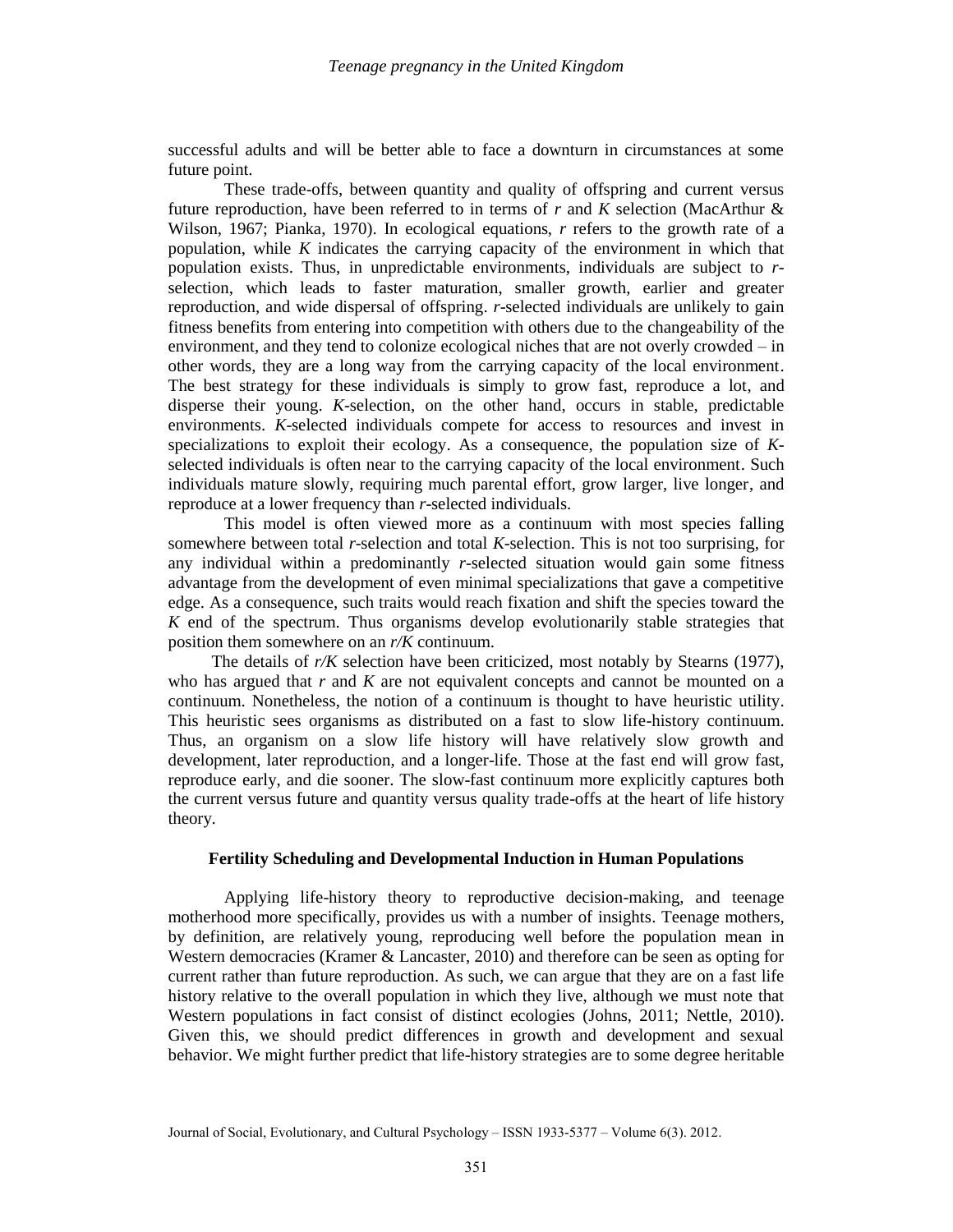successful adults and will be better able to face a downturn in circumstances at some future point.

These trade-offs, between quantity and quality of offspring and current versus future reproduction, have been referred to in terms of *r* and *K* selection (MacArthur & Wilson, 1967; Pianka, 1970). In ecological equations, *r* refers to the growth rate of a population, while *K* indicates the carrying capacity of the environment in which that population exists. Thus, in unpredictable environments, individuals are subject to *r*-selection, which leads to faster maturation, smaller growth, earlier and greater reproduction, and wide dispersal of offspring. *r*-selected individuals are unlikely to gain fitness benefits from entering into competition with others due to the changeability of the environment, and they tend to colonize ecological niches that are not overly crowded – in other words, they are a long way from the carrying capacity of the local environment. The best strategy for these individuals is simply to grow fast, reproduce a lot, and disperse their young. *K*-selection, on the other hand, occurs in stable, predictable environments. *K*-selected individuals compete for access to resources and invest in specializations to exploit their ecology. As a consequence, the population size of *K*-selected individuals is often near to the carrying capacity of the local environment. Such individuals mature slowly, requiring much parental effort, grow larger, live longer, and reproduce at a lower frequency than *r*-selected individuals.

This model is often viewed more as a continuum with most species falling somewhere between total *r*-selection and total *K*-selection. This is not too surprising, for any individual within a predominantly *r*-selected situation would gain some fitness advantage from the development of even minimal specializations that gave a competitive edge. As a consequence, such traits would reach fixation and shift the species toward the *K* end of the spectrum. Thus organisms develop evolutionarily stable strategies that position them somewhere on an *r/K* continuum.

The details of *r/K* selection have been criticized, most notably by Stearns (1977), who has argued that *r* and *K* are not equivalent concepts and cannot be mounted on a continuum. Nonetheless, the notion of a continuum is thought to have heuristic utility. This heuristic sees organisms as distributed on a fast to slow life-history continuum. Thus, an organism on a slow life history will have relatively slow growth and development, later reproduction, and a longer-life. Those at the fast end will grow fast, reproduce early, and die sooner. The slow-fast continuum more explicitly captures both the current versus future and quantity versus quality trade-offs at the heart of life history theory.

### Fertility Scheduling and Developmental Induction in Human Populations

Applying life-history theory to reproductive decision-making, and teenage motherhood more specifically, provides us with a number of insights. Teenage mothers, by definition, are relatively young, reproducing well before the population mean in Western democracies (Kramer & Lancaster, 2010) and therefore can be seen as opting for current rather than future reproduction. As such, we can argue that they are on a fast life history relative to the overall population in which they live, although we must note that Western populations in fact consist of distinct ecologies (Johns, 2011; Nettle, 2010). Given this, we should predict differences in growth and development and sexual behavior. We might further predict that life-history strategies are to some degree heritable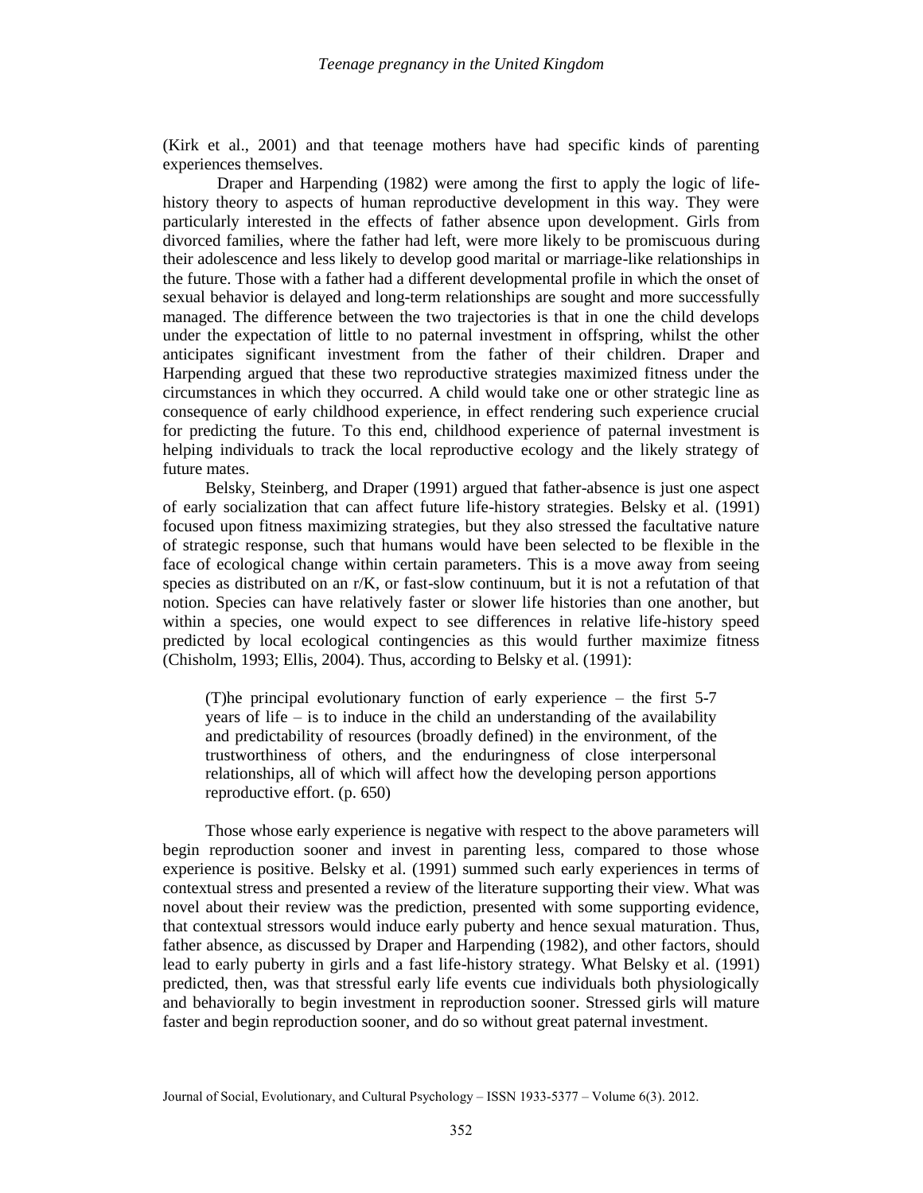(Kirk et al., 2001) and that teenage mothers have had specific kinds of parenting experiences themselves.

Draper and Harpending (1982) were among the first to apply the logic of life-history theory to aspects of human reproductive development in this way. They were particularly interested in the effects of father absence upon development. Girls from divorced families, where the father had left, were more likely to be promiscuous during their adolescence and less likely to develop good marital or marriage-like relationships in the future. Those with a father had a different developmental profile in which the onset of sexual behavior is delayed and long-term relationships are sought and more successfully managed. The difference between the two trajectories is that in one the child develops under the expectation of little to no paternal investment in offspring, whilst the other anticipates significant investment from the father of their children. Draper and Harpending argued that these two reproductive strategies maximized fitness under the circumstances in which they occurred. A child would take one or other strategic line as consequence of early childhood experience, in effect rendering such experience crucial for predicting the future. To this end, childhood experience of paternal investment is helping individuals to track the local reproductive ecology and the likely strategy of future mates.

Belsky, Steinberg, and Draper (1991) argued that father-absence is just one aspect of early socialization that can affect future life-history strategies. Belsky et al. (1991) focused upon fitness maximizing strategies, but they also stressed the facultative nature of strategic response, such that humans would have been selected to be flexible in the face of ecological change within certain parameters. This is a move away from seeing species as distributed on an r/K, or fast-slow continuum, but it is not a refutation of that notion. Species can have relatively faster or slower life histories than one another, but within a species, one would expect to see differences in relative life-history speed predicted by local ecological contingencies as this would further maximize fitness (Chisholm, 1993; Ellis, 2004). Thus, according to Belsky et al. (1991):

> (T)he principal evolutionary function of early experience – the first 5-7 years of life – is to induce in the child an understanding of the availability and predictability of resources (broadly defined) in the environment, of the trustworthiness of others, and the enduringness of close interpersonal relationships, all of which will affect how the developing person apportions reproductive effort. (p. 650)

Those whose early experience is negative with respect to the above parameters will begin reproduction sooner and invest in parenting less, compared to those whose experience is positive. Belsky et al. (1991) summed such early experiences in terms of contextual stress and presented a review of the literature supporting their view. What was novel about their review was the prediction, presented with some supporting evidence, that contextual stressors would induce early puberty and hence sexual maturation. Thus, father absence, as discussed by Draper and Harpending (1982), and other factors, should lead to early puberty in girls and a fast life-history strategy. What Belsky et al. (1991) predicted, then, was that stressful early life events cue individuals both physiologically and behaviorally to begin investment in reproduction sooner. Stressed girls will mature faster and begin reproduction sooner, and do so without great paternal investment.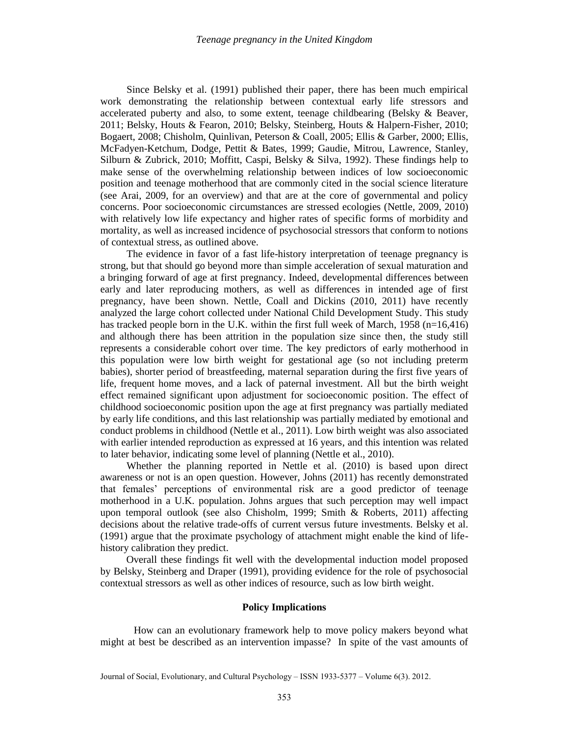Since Belsky et al. (1991) published their paper, there has been much empirical work demonstrating the relationship between contextual early life stressors and accelerated puberty and also, to some extent, teenage childbearing (Belsky & Beaver, 2011; Belsky, Houts & Fearon, 2010; Belsky, Steinberg, Houts & Halpern-Fisher, 2010; Bogaert, 2008; Chisholm, Quinlivan, Peterson & Coall, 2005; Ellis & Garber, 2000; Ellis, McFadyen-Ketchum, Dodge, Pettit & Bates, 1999; Gaudie, Mitrou, Lawrence, Stanley, Silburn & Zubrick, 2010; Moffitt, Caspi, Belsky & Silva, 1992). These findings help to make sense of the overwhelming relationship between indices of low socioeconomic position and teenage motherhood that are commonly cited in the social science literature (see Arai, 2009, for an overview) and that are at the core of governmental and policy concerns. Poor socioeconomic circumstances are stressed ecologies (Nettle, 2009, 2010) with relatively low life expectancy and higher rates of specific forms of morbidity and mortality, as well as increased incidence of psychosocial stressors that conform to notions of contextual stress, as outlined above.

The evidence in favor of a fast life-history interpretation of teenage pregnancy is strong, but that should go beyond more than simple acceleration of sexual maturation and a bringing forward of age at first pregnancy. Indeed, developmental differences between early and later reproducing mothers, as well as differences in intended age of first pregnancy, have been shown. Nettle, Coall and Dickins (2010, 2011) have recently analyzed the large cohort collected under National Child Development Study. This study has tracked people born in the U.K. within the first full week of March, 1958 (n=16,416) and although there has been attrition in the population size since then, the study still represents a considerable cohort over time. The key predictors of early motherhood in this population were low birth weight for gestational age (so not including preterm babies), shorter period of breastfeeding, maternal separation during the first five years of life, frequent home moves, and a lack of paternal investment. All but the birth weight effect remained significant upon adjustment for socioeconomic position. The effect of childhood socioeconomic position upon the age at first pregnancy was partially mediated by early life conditions, and this last relationship was partially mediated by emotional and conduct problems in childhood (Nettle et al., 2011). Low birth weight was also associated with earlier intended reproduction as expressed at 16 years, and this intention was related to later behavior, indicating some level of planning (Nettle et al., 2010).

Whether the planning reported in Nettle et al. (2010) is based upon direct awareness or not is an open question. However, Johns (2011) has recently demonstrated that females' perceptions of environmental risk are a good predictor of teenage motherhood in a U.K. population. Johns argues that such perception may well impact upon temporal outlook (see also Chisholm, 1999; Smith & Roberts, 2011) affecting decisions about the relative trade-offs of current versus future investments. Belsky et al. (1991) argue that the proximate psychology of attachment might enable the kind of life-history calibration they predict.

Overall these findings fit well with the developmental induction model proposed by Belsky, Steinberg and Draper (1991), providing evidence for the role of psychosocial contextual stressors as well as other indices of resource, such as low birth weight.

## Policy Implications

How can an evolutionary framework help to move policy makers beyond what might at best be described as an intervention impasse? In spite of the vast amounts of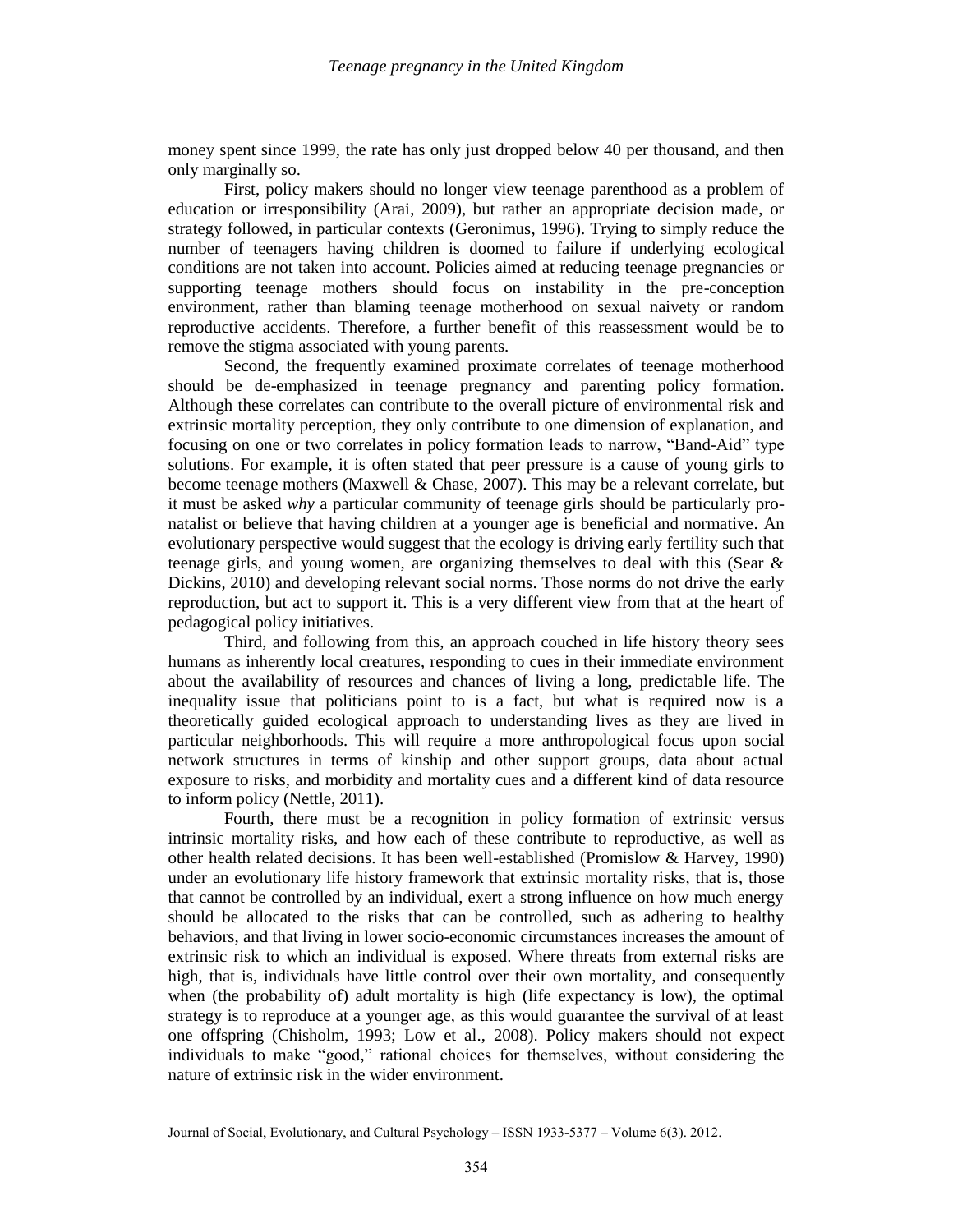money spent since 1999, the rate has only just dropped below 40 per thousand, and then only marginally so.

First, policy makers should no longer view teenage parenthood as a problem of education or irresponsibility (Arai, 2009), but rather an appropriate decision made, or strategy followed, in particular contexts (Geronimus, 1996). Trying to simply reduce the number of teenagers having children is doomed to failure if underlying ecological conditions are not taken into account. Policies aimed at reducing teenage pregnancies or supporting teenage mothers should focus on instability in the pre-conception environment, rather than blaming teenage motherhood on sexual naivety or random reproductive accidents. Therefore, a further benefit of this reassessment would be to remove the stigma associated with young parents.

Second, the frequently examined proximate correlates of teenage motherhood should be de-emphasized in teenage pregnancy and parenting policy formation. Although these correlates can contribute to the overall picture of environmental risk and extrinsic mortality perception, they only contribute to one dimension of explanation, and focusing on one or two correlates in policy formation leads to narrow, "Band-Aid" type solutions. For example, it is often stated that peer pressure is a cause of young girls to become teenage mothers (Maxwell & Chase, 2007). This may be a relevant correlate, but it must be asked *why* a particular community of teenage girls should be particularly pro-natalist or believe that having children at a younger age is beneficial and normative. An evolutionary perspective would suggest that the ecology is driving early fertility such that teenage girls, and young women, are organizing themselves to deal with this (Sear & Dickins, 2010) and developing relevant social norms. Those norms do not drive the early reproduction, but act to support it. This is a very different view from that at the heart of pedagogical policy initiatives.

Third, and following from this, an approach couched in life history theory sees humans as inherently local creatures, responding to cues in their immediate environment about the availability of resources and chances of living a long, predictable life. The inequality issue that politicians point to is a fact, but what is required now is a theoretically guided ecological approach to understanding lives as they are lived in particular neighborhoods. This will require a more anthropological focus upon social network structures in terms of kinship and other support groups, data about actual exposure to risks, and morbidity and mortality cues and a different kind of data resource to inform policy (Nettle, 2011).

Fourth, there must be a recognition in policy formation of extrinsic versus intrinsic mortality risks, and how each of these contribute to reproductive, as well as other health related decisions. It has been well-established (Promislow & Harvey, 1990) under an evolutionary life history framework that extrinsic mortality risks, that is, those that cannot be controlled by an individual, exert a strong influence on how much energy should be allocated to the risks that can be controlled, such as adhering to healthy behaviors, and that living in lower socio-economic circumstances increases the amount of extrinsic risk to which an individual is exposed. Where threats from external risks are high, that is, individuals have little control over their own mortality, and consequently when (the probability of) adult mortality is high (life expectancy is low), the optimal strategy is to reproduce at a younger age, as this would guarantee the survival of at least one offspring (Chisholm, 1993; Low et al., 2008). Policy makers should not expect individuals to make "good," rational choices for themselves, without considering the nature of extrinsic risk in the wider environment.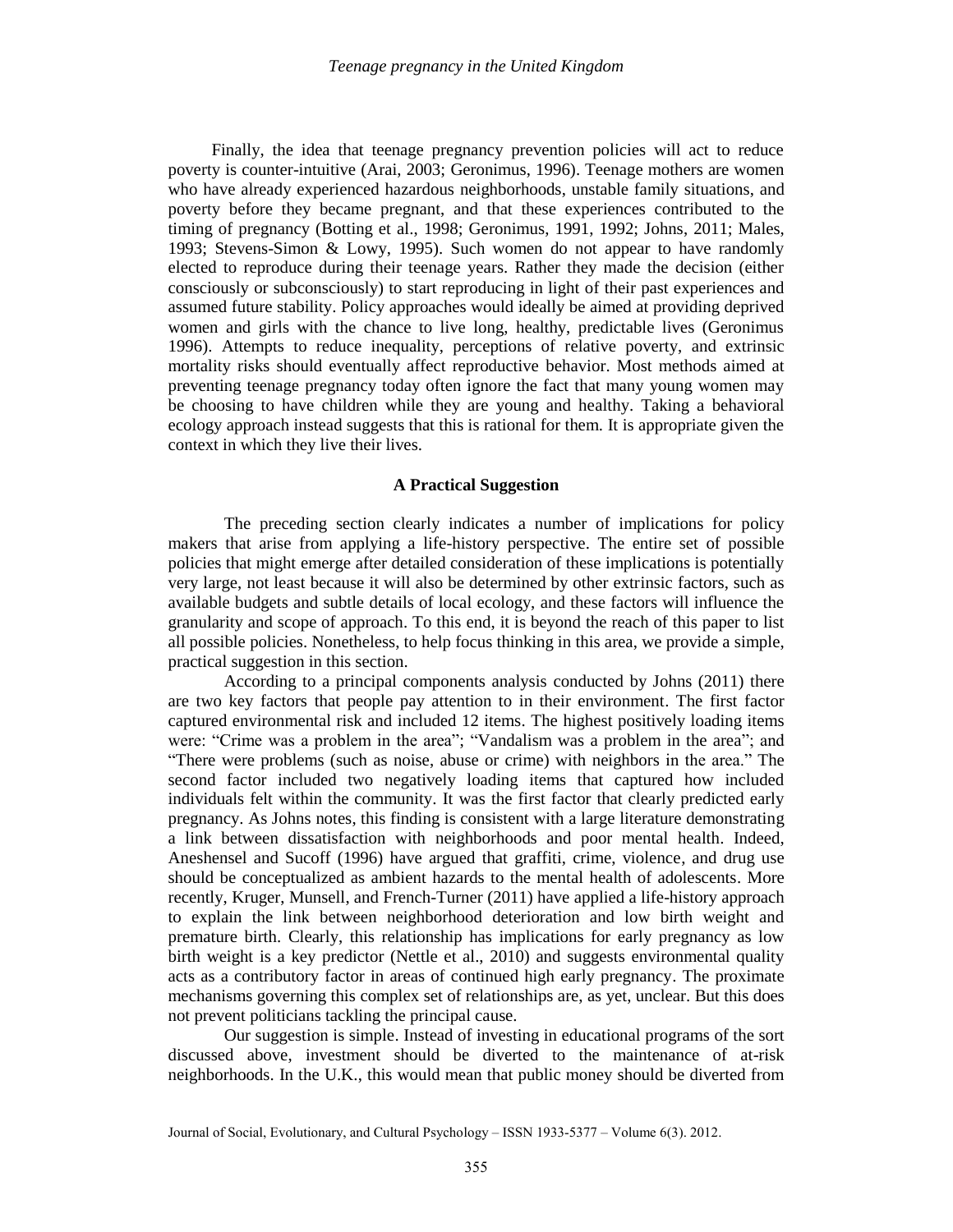Finally, the idea that teenage pregnancy prevention policies will act to reduce poverty is counter-intuitive (Arai, 2003; Geronimus, 1996). Teenage mothers are women who have already experienced hazardous neighborhoods, unstable family situations, and poverty before they became pregnant, and that these experiences contributed to the timing of pregnancy (Botting et al., 1998; Geronimus, 1991, 1992; Johns, 2011; Males, 1993; Stevens-Simon & Lowy, 1995). Such women do not appear to have randomly elected to reproduce during their teenage years. Rather they made the decision (either consciously or subconsciously) to start reproducing in light of their past experiences and assumed future stability. Policy approaches would ideally be aimed at providing deprived women and girls with the chance to live long, healthy, predictable lives (Geronimus 1996). Attempts to reduce inequality, perceptions of relative poverty, and extrinsic mortality risks should eventually affect reproductive behavior. Most methods aimed at preventing teenage pregnancy today often ignore the fact that many young women may be choosing to have children while they are young and healthy. Taking a behavioral ecology approach instead suggests that this is rational for them. It is appropriate given the context in which they live their lives.

### A Practical Suggestion

The preceding section clearly indicates a number of implications for policy makers that arise from applying a life-history perspective. The entire set of possible policies that might emerge after detailed consideration of these implications is potentially very large, not least because it will also be determined by other extrinsic factors, such as available budgets and subtle details of local ecology, and these factors will influence the granularity and scope of approach. To this end, it is beyond the reach of this paper to list all possible policies. Nonetheless, to help focus thinking in this area, we provide a simple, practical suggestion in this section.

According to a principal components analysis conducted by Johns (2011) there are two key factors that people pay attention to in their environment. The first factor captured environmental risk and included 12 items. The highest positively loading items were: "Crime was a problem in the area"; "Vandalism was a problem in the area"; and "There were problems (such as noise, abuse or crime) with neighbors in the area." The second factor included two negatively loading items that captured how included individuals felt within the community. It was the first factor that clearly predicted early pregnancy. As Johns notes, this finding is consistent with a large literature demonstrating a link between dissatisfaction with neighborhoods and poor mental health. Indeed, Aneshensel and Sucoff (1996) have argued that graffiti, crime, violence, and drug use should be conceptualized as ambient hazards to the mental health of adolescents. More recently, Kruger, Munsell, and French-Turner (2011) have applied a life-history approach to explain the link between neighborhood deterioration and low birth weight and premature birth. Clearly, this relationship has implications for early pregnancy as low birth weight is a key predictor (Nettle et al., 2010) and suggests environmental quality acts as a contributory factor in areas of continued high early pregnancy. The proximate mechanisms governing this complex set of relationships are, as yet, unclear. But this does not prevent politicians tackling the principal cause.

Our suggestion is simple. Instead of investing in educational programs of the sort discussed above, investment should be diverted to the maintenance of at-risk neighborhoods. In the U.K., this would mean that public money should be diverted from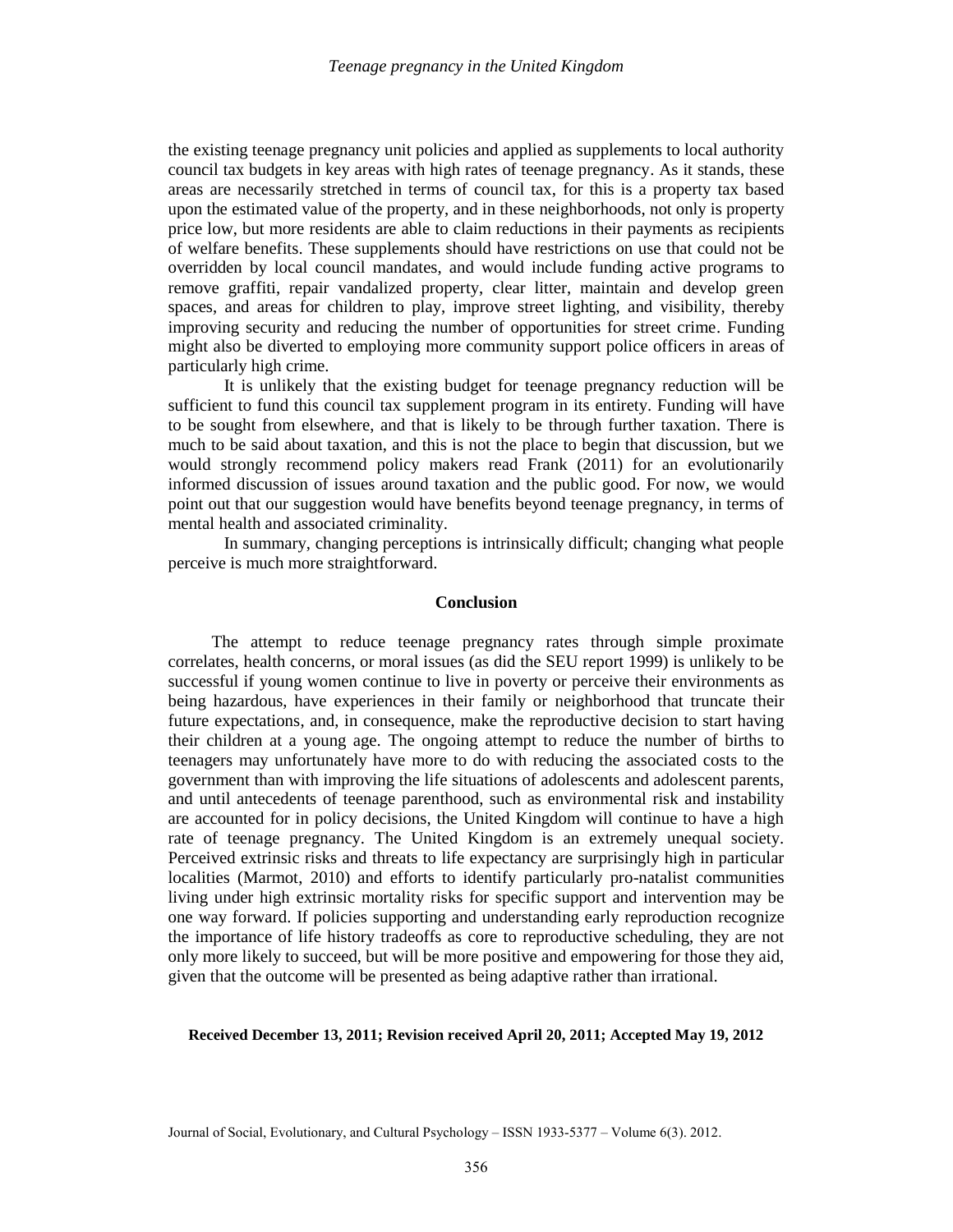the existing teenage pregnancy unit policies and applied as supplements to local authority council tax budgets in key areas with high rates of teenage pregnancy. As it stands, these areas are necessarily stretched in terms of council tax, for this is a property tax based upon the estimated value of the property, and in these neighborhoods, not only is property price low, but more residents are able to claim reductions in their payments as recipients of welfare benefits. These supplements should have restrictions on use that could not be overridden by local council mandates, and would include funding active programs to remove graffiti, repair vandalized property, clear litter, maintain and develop green spaces, and areas for children to play, improve street lighting, and visibility, thereby improving security and reducing the number of opportunities for street crime. Funding might also be diverted to employing more community support police officers in areas of particularly high crime.

It is unlikely that the existing budget for teenage pregnancy reduction will be sufficient to fund this council tax supplement program in its entirety. Funding will have to be sought from elsewhere, and that is likely to be through further taxation. There is much to be said about taxation, and this is not the place to begin that discussion, but we would strongly recommend policy makers read Frank (2011) for an evolutionarily informed discussion of issues around taxation and the public good. For now, we would point out that our suggestion would have benefits beyond teenage pregnancy, in terms of mental health and associated criminality.

In summary, changing perceptions is intrinsically difficult; changing what people perceive is much more straightforward.

## Conclusion

The attempt to reduce teenage pregnancy rates through simple proximate correlates, health concerns, or moral issues (as did the SEU report 1999) is unlikely to be successful if young women continue to live in poverty or perceive their environments as being hazardous, have experiences in their family or neighborhood that truncate their future expectations, and, in consequence, make the reproductive decision to start having their children at a young age. The ongoing attempt to reduce the number of births to teenagers may unfortunately have more to do with reducing the associated costs to the government than with improving the life situations of adolescents and adolescent parents, and until antecedents of teenage parenthood, such as environmental risk and instability are accounted for in policy decisions, the United Kingdom will continue to have a high rate of teenage pregnancy. The United Kingdom is an extremely unequal society. Perceived extrinsic risks and threats to life expectancy are surprisingly high in particular localities (Marmot, 2010) and efforts to identify particularly pro-natalist communities living under high extrinsic mortality risks for specific support and intervention may be one way forward. If policies supporting and understanding early reproduction recognize the importance of life history tradeoffs as core to reproductive scheduling, they are not only more likely to succeed, but will be more positive and empowering for those they aid, given that the outcome will be presented as being adaptive rather than irrational.

**Received December 13, 2011; Revision received April 20, 2011; Accepted May 19, 2012**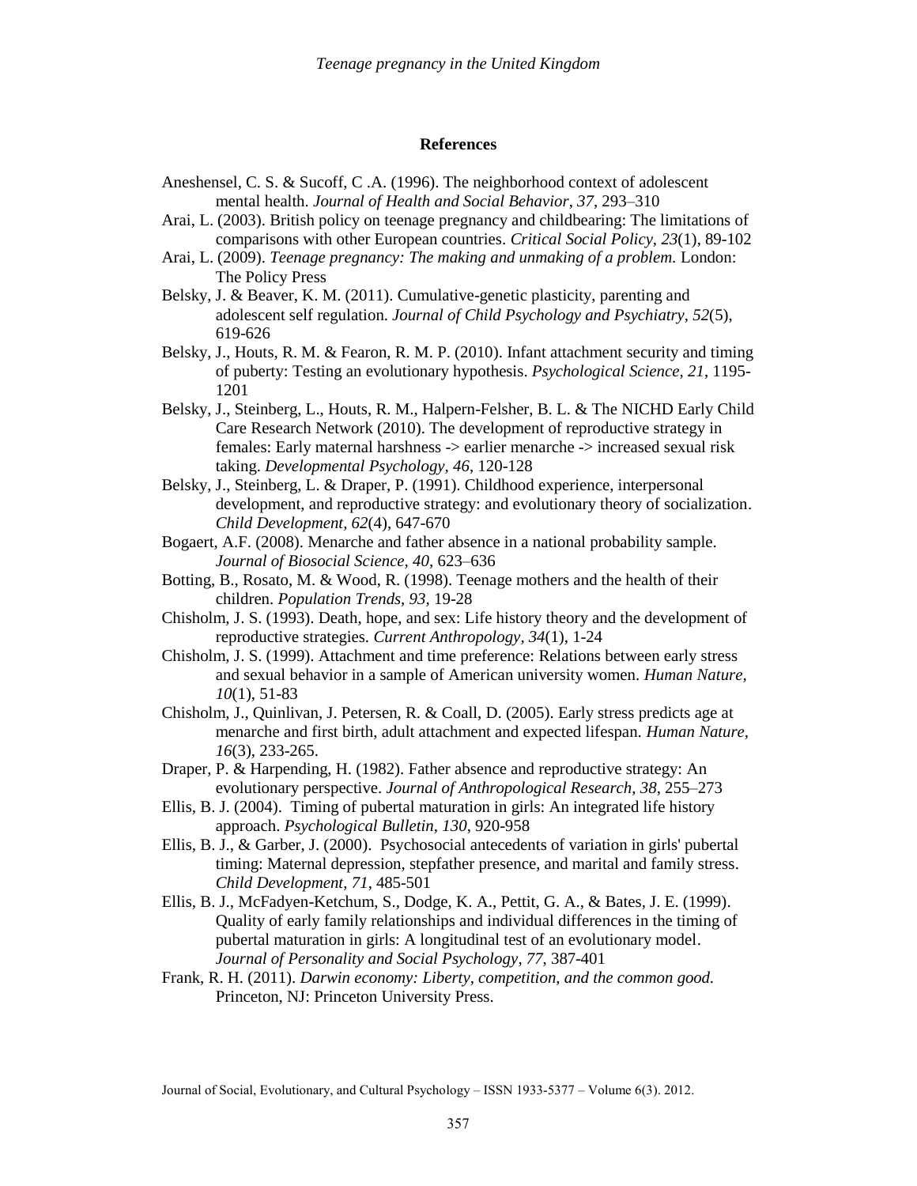## References

Aneshensel, C. S. & Sucoff, C .A. (1996). The neighborhood context of adolescent mental health. *Journal of Health and Social Behavior*, *37*, 293–310

Arai, L. (2003). British policy on teenage pregnancy and childbearing: The limitations of comparisons with other European countries. *Critical Social Policy, 23*(1), 89-102

Arai, L. (2009). *Teenage pregnancy: The making and unmaking of a problem.* London: The Policy Press

Belsky, J. & Beaver, K. M. (2011). Cumulative-genetic plasticity, parenting and adolescent self regulation. *Journal of Child Psychology and Psychiatry, 52*(5), 619-626

Belsky, J., Houts, R. M. & Fearon, R. M. P. (2010). Infant attachment security and timing of puberty: Testing an evolutionary hypothesis. *Psychological Science, 21*, 1195-1201

Belsky, J., Steinberg, L., Houts, R. M., Halpern-Felsher, B. L. & The NICHD Early Child Care Research Network (2010). The development of reproductive strategy in females: Early maternal harshness -> earlier menarche -> increased sexual risk taking. *Developmental Psychology, 46*, 120-128

Belsky, J., Steinberg, L. & Draper, P. (1991). Childhood experience, interpersonal development, and reproductive strategy: and evolutionary theory of socialization. *Child Development, 62*(4), 647-670

Bogaert, A.F. (2008). Menarche and father absence in a national probability sample. *Journal of Biosocial Science, 40*, 623–636

Botting, B., Rosato, M. & Wood, R. (1998). Teenage mothers and the health of their children. *Population Trends, 93*, 19-28

Chisholm, J. S. (1993). Death, hope, and sex: Life history theory and the development of reproductive strategies. *Current Anthropology, 34*(1), 1-24

Chisholm, J. S. (1999). Attachment and time preference: Relations between early stress and sexual behavior in a sample of American university women. *Human Nature, 10*(1), 51-83

Chisholm, J., Quinlivan, J. Petersen, R. & Coall, D. (2005). Early stress predicts age at menarche and first birth, adult attachment and expected lifespan. *Human Nature, 16*(3), 233-265.

Draper, P. & Harpending, H. (1982). Father absence and reproductive strategy: An evolutionary perspective. *Journal of Anthropological Research, 38*, 255–273

Ellis, B. J. (2004). Timing of pubertal maturation in girls: An integrated life history approach. *Psychological Bulletin*, *130*, 920-958

Ellis, B. J., & Garber, J. (2000). Psychosocial antecedents of variation in girls' pubertal timing: Maternal depression, stepfather presence, and marital and family stress. *Child Development*, *71*, 485-501

Ellis, B. J., McFadyen-Ketchum, S., Dodge, K. A., Pettit, G. A., & Bates, J. E. (1999). Quality of early family relationships and individual differences in the timing of pubertal maturation in girls: A longitudinal test of an evolutionary model. *Journal of Personality and Social Psychology*, *77*, 387-401

Frank, R. H. (2011). *Darwin economy: Liberty, competition, and the common good.* Princeton, NJ: Princeton University Press.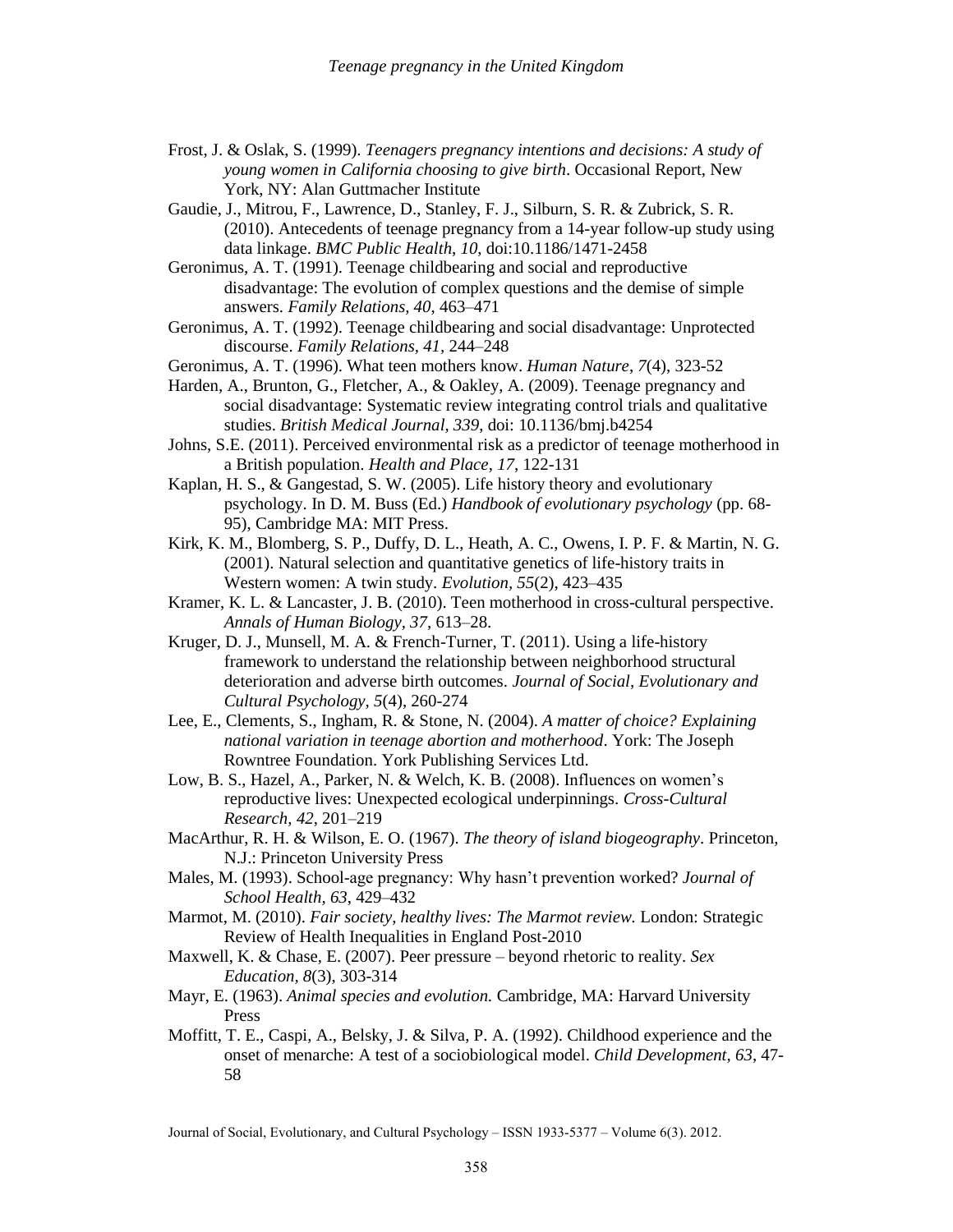Frost, J. & Oslak, S. (1999). *Teenagers pregnancy intentions and decisions: A study of young women in California choosing to give birth*. Occasional Report, New York, NY: Alan Guttmacher Institute

Gaudie, J., Mitrou, F., Lawrence, D., Stanley, F. J., Silburn, S. R. & Zubrick, S. R. (2010). Antecedents of teenage pregnancy from a 14-year follow-up study using data linkage. *BMC Public Health*, *10*, doi:10.1186/1471-2458

Geronimus, A. T. (1991). Teenage childbearing and social and reproductive disadvantage: The evolution of complex questions and the demise of simple answers. *Family Relations, 40*, 463–471

Geronimus, A. T. (1992). Teenage childbearing and social disadvantage: Unprotected discourse. *Family Relations*, *41,* 244–248

Geronimus, A. T. (1996). What teen mothers know. *Human Nature*, *7*(4), 323-52

Harden, A., Brunton, G., Fletcher, A., & Oakley, A. (2009). Teenage pregnancy and social disadvantage: Systematic review integrating control trials and qualitative studies. *British Medical Journal, 339*, doi: 10.1136/bmj.b4254

Johns, S.E. (2011). Perceived environmental risk as a predictor of teenage motherhood in a British population. *Health and Place*, *17*, 122-131

Kaplan, H. S., & Gangestad, S. W. (2005). Life history theory and evolutionary psychology. In D. M. Buss (Ed.) *Handbook of evolutionary psychology* (pp. 68-95), Cambridge MA: MIT Press.

Kirk, K. M., Blomberg, S. P., Duffy, D. L., Heath, A. C., Owens, I. P. F. & Martin, N. G. (2001). Natural selection and quantitative genetics of life-history traits in Western women: A twin study. *Evolution, 55*(2), 423–435

Kramer, K. L. & Lancaster, J. B. (2010). Teen motherhood in cross-cultural perspective. *Annals of Human Biology, 37*, 613–28.

Kruger, D. J., Munsell, M. A. & French-Turner, T. (2011). Using a life-history framework to understand the relationship between neighborhood structural deterioration and adverse birth outcomes. *Journal of Social, Evolutionary and Cultural Psychology, 5*(4), 260-274

Lee, E., Clements, S., Ingham, R. & Stone, N. (2004). *A matter of choice? Explaining national variation in teenage abortion and motherhood*. York: The Joseph Rowntree Foundation. York Publishing Services Ltd.

Low, B. S., Hazel, A., Parker, N. & Welch, K. B. (2008). Influences on women's reproductive lives: Unexpected ecological underpinnings. *Cross-Cultural Research, 42*, 201–219

MacArthur, R. H. & Wilson, E. O. (1967). *The theory of island biogeography*. Princeton, N.J.: Princeton University Press

Males, M. (1993). School-age pregnancy: Why hasn't prevention worked? *Journal of School Health, 63*, 429–432

Marmot, M. (2010). *Fair society, healthy lives: The Marmot review.* London: Strategic Review of Health Inequalities in England Post-2010

Maxwell, K. & Chase, E. (2007). Peer pressure – beyond rhetoric to reality. *Sex Education, 8*(3), 303-314

Mayr, E. (1963). *Animal species and evolution.* Cambridge, MA: Harvard University Press

Moffitt, T. E., Caspi, A., Belsky, J. & Silva, P. A. (1992). Childhood experience and the onset of menarche: A test of a sociobiological model. *Child Development, 63*, 47-58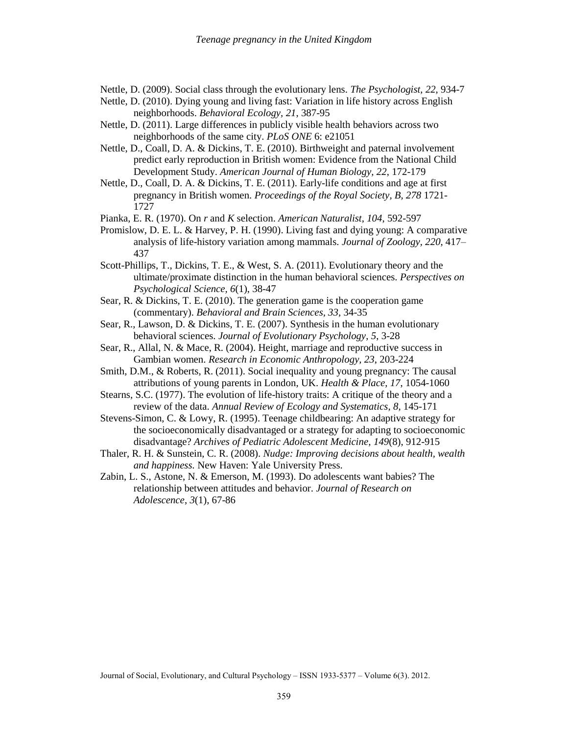Nettle, D. (2009). Social class through the evolutionary lens. *The Psychologist, 22*, 934-7

Nettle, D. (2010). Dying young and living fast: Variation in life history across English neighborhoods. *Behavioral Ecology, 21*, 387-95

Nettle, D. (2011). Large differences in publicly visible health behaviors across two neighborhoods of the same city. *PLoS ONE* 6: e21051

Nettle, D., Coall, D. A. & Dickins, T. E. (2010). Birthweight and paternal involvement predict early reproduction in British women: Evidence from the National Child Development Study. *American Journal of Human Biology, 22*, 172-179

Nettle, D., Coall, D. A. & Dickins, T. E. (2011). Early-life conditions and age at first pregnancy in British women. *Proceedings of the Royal Society, B, 278* 1721-1727

Pianka, E. R. (1970). On *r* and *K* selection. *American Naturalist*, *104*, 592-597

Promislow, D. E. L. & Harvey, P. H. (1990). Living fast and dying young: A comparative analysis of life-history variation among mammals. *Journal of Zoology*, *220*, 417–437

Scott-Phillips, T., Dickins, T. E., & West, S. A. (2011). Evolutionary theory and the ultimate/proximate distinction in the human behavioral sciences. *Perspectives on Psychological Science, 6*(1), 38-47

Sear, R. & Dickins, T. E. (2010). The generation game is the cooperation game (commentary). *Behavioral and Brain Sciences*, *33*, 34-35

Sear, R., Lawson, D. & Dickins, T. E. (2007). Synthesis in the human evolutionary behavioral sciences. *Journal of Evolutionary Psychology*, *5*, 3-28

Sear, R., Allal, N. & Mace, R. (2004). Height, marriage and reproductive success in Gambian women. *Research in Economic Anthropology*, *23*, 203-224

Smith, D.M., & Roberts, R. (2011). Social inequality and young pregnancy: The causal attributions of young parents in London, UK. *Health & Place*, *17*, 1054-1060

Stearns, S.C. (1977). The evolution of life-history traits: A critique of the theory and a review of the data. *Annual Review of Ecology and Systematics, 8*, 145-171

Stevens-Simon, C. & Lowy, R. (1995). Teenage childbearing: An adaptive strategy for the socioeconomically disadvantaged or a strategy for adapting to socioeconomic disadvantage? *Archives of Pediatric Adolescent Medicine, 149*(8), 912-915

Thaler, R. H. & Sunstein, C. R. (2008). *Nudge: Improving decisions about health, wealth and happiness.* New Haven: Yale University Press.

Zabin, L. S., Astone, N. & Emerson, M. (1993). Do adolescents want babies? The relationship between attitudes and behavior. *Journal of Research on Adolescence*, *3*(1), 67-86